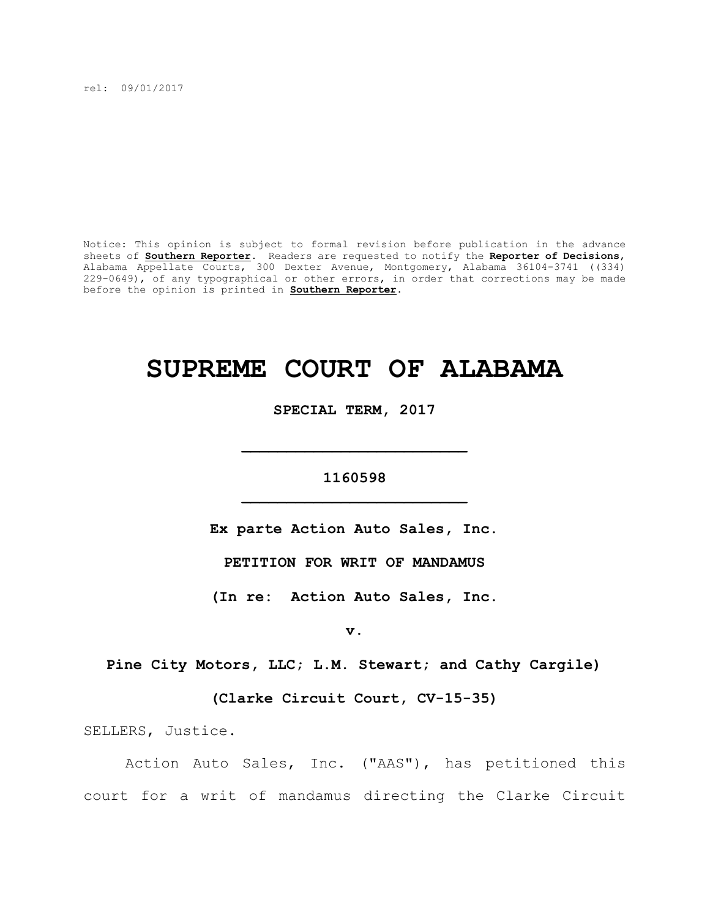rel: 09/01/2017

Notice: This opinion is subject to formal revision before publication in the advance sheets of **Southern Reporter**. Readers are requested to notify the **Reporter of Decisions**, Alabama Appellate Courts, 300 Dexter Avenue, Montgomery, Alabama 36104-3741 ((334) 229-0649), of any typographical or other errors, in order that corrections may be made before the opinion is printed in **Southern Reporter**.

# SUPREME COURT OF ALABAMA

**SPECIAL TERM, 2017**

---

**1160598**

---

**Ex parte Action Auto Sales, Inc.**

**PETITION FOR WRIT OF MANDAMUS**

**(In re: Action Auto Sales, Inc.**

**v.**

**Pine City Motors, LLC; L.M. Stewart; and Cathy Cargile)**

**(Clarke Circuit Court, CV-15-35)**

SELLERS, Justice.

Action Auto Sales, Inc. ("AAS"), has petitioned this court for a writ of mandamus directing the Clarke Circuit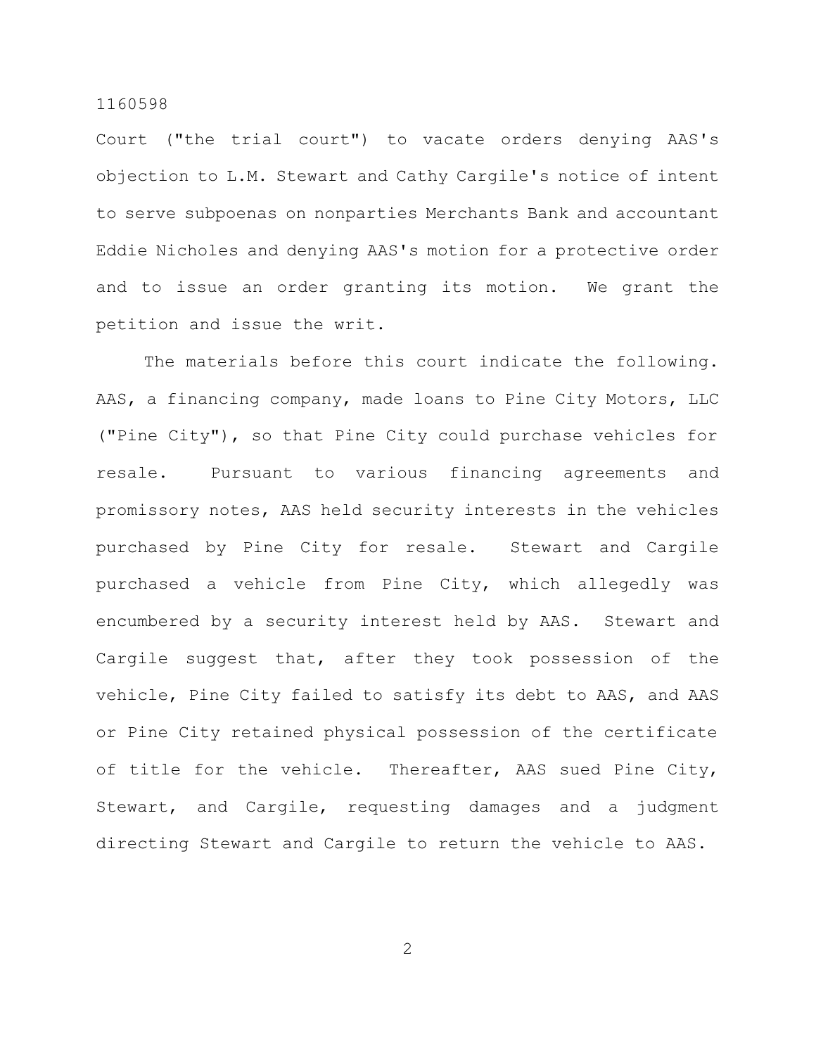Court ("the trial court") to vacate orders denying AAS's objection to L.M. Stewart and Cathy Cargile's notice of intent to serve subpoenas on nonparties Merchants Bank and accountant Eddie Nicholes and denying AAS's motion for a protective order and to issue an order granting its motion. We grant the petition and issue the writ.

The materials before this court indicate the following. AAS, a financing company, made loans to Pine City Motors, LLC ("Pine City"), so that Pine City could purchase vehicles for resale. Pursuant to various financing agreements and promissory notes, AAS held security interests in the vehicles purchased by Pine City for resale. Stewart and Cargile purchased a vehicle from Pine City, which allegedly was encumbered by a security interest held by AAS. Stewart and Cargile suggest that, after they took possession of the vehicle, Pine City failed to satisfy its debt to AAS, and AAS or Pine City retained physical possession of the certificate of title for the vehicle. Thereafter, AAS sued Pine City, Stewart, and Cargile, requesting damages and a judgment directing Stewart and Cargile to return the vehicle to AAS.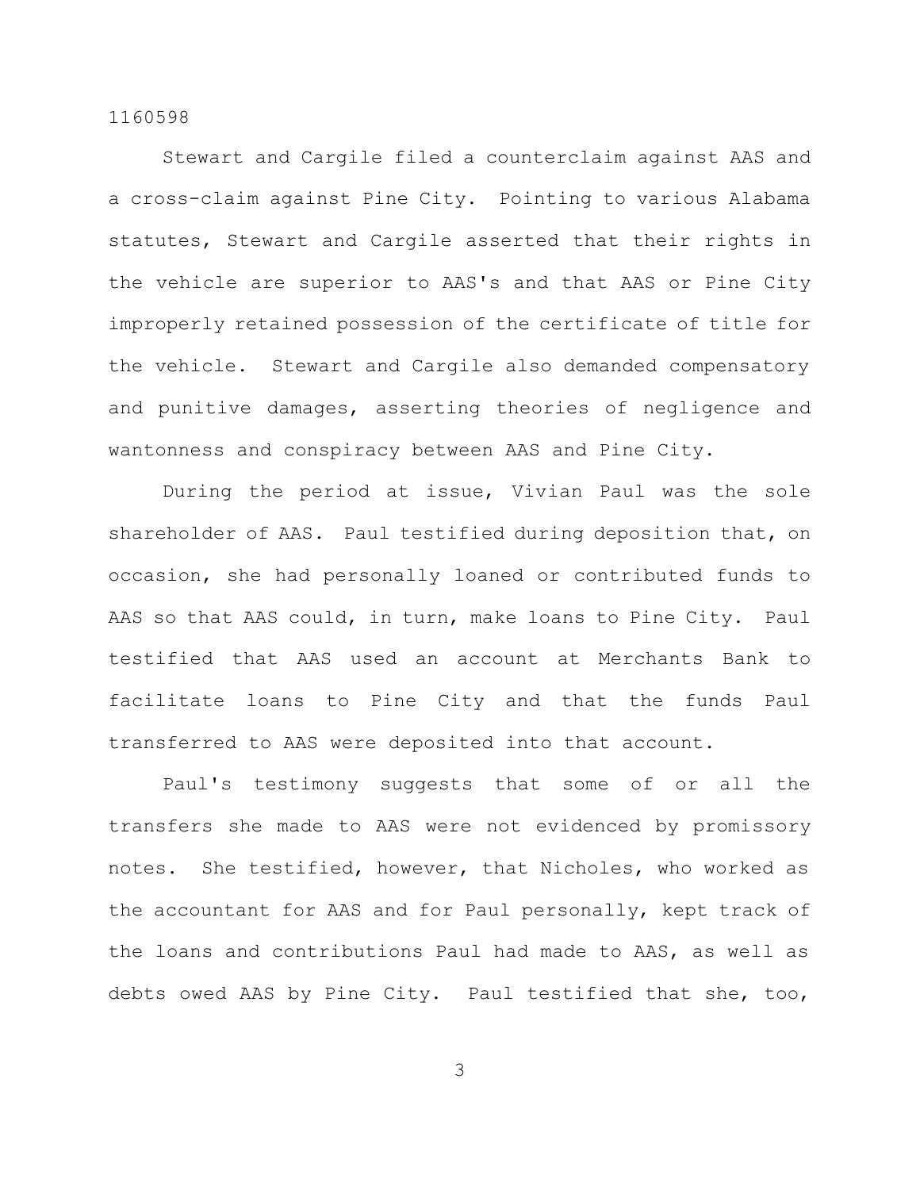Stewart and Cargile filed a counterclaim against AAS and a cross-claim against Pine City. Pointing to various Alabama statutes, Stewart and Cargile asserted that their rights in the vehicle are superior to AAS's and that AAS or Pine City improperly retained possession of the certificate of title for the vehicle. Stewart and Cargile also demanded compensatory and punitive damages, asserting theories of negligence and wantonness and conspiracy between AAS and Pine City.

During the period at issue, Vivian Paul was the sole shareholder of AAS. Paul testified during deposition that, on occasion, she had personally loaned or contributed funds to AAS so that AAS could, in turn, make loans to Pine City. Paul testified that AAS used an account at Merchants Bank to facilitate loans to Pine City and that the funds Paul transferred to AAS were deposited into that account.

Paul's testimony suggests that some of or all the transfers she made to AAS were not evidenced by promissory notes. She testified, however, that Nicholes, who worked as the accountant for AAS and for Paul personally, kept track of the loans and contributions Paul had made to AAS, as well as debts owed AAS by Pine City. Paul testified that she, too,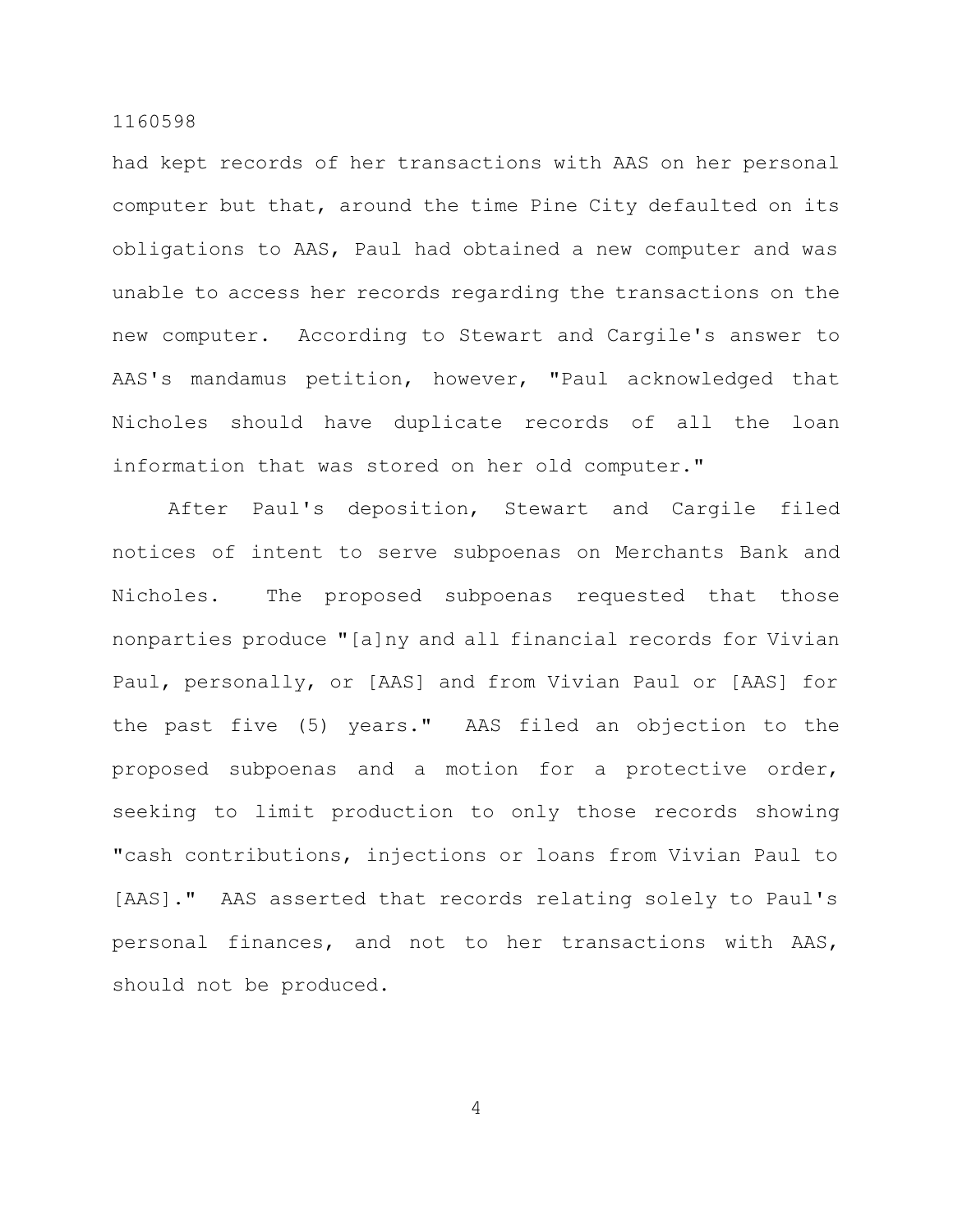had kept records of her transactions with AAS on her personal computer but that, around the time Pine City defaulted on its obligations to AAS, Paul had obtained a new computer and was unable to access her records regarding the transactions on the new computer. According to Stewart and Cargile's answer to AAS's mandamus petition, however, "Paul acknowledged that Nicholes should have duplicate records of all the loan information that was stored on her old computer."

After Paul's deposition, Stewart and Cargile filed notices of intent to serve subpoenas on Merchants Bank and Nicholes. The proposed subpoenas requested that those nonparties produce "[a]ny and all financial records for Vivian Paul, personally, or [AAS] and from Vivian Paul or [AAS] for the past five (5) years." AAS filed an objection to the proposed subpoenas and a motion for a protective order, seeking to limit production to only those records showing "cash contributions, injections or loans from Vivian Paul to [AAS]." AAS asserted that records relating solely to Paul's personal finances, and not to her transactions with AAS, should not be produced.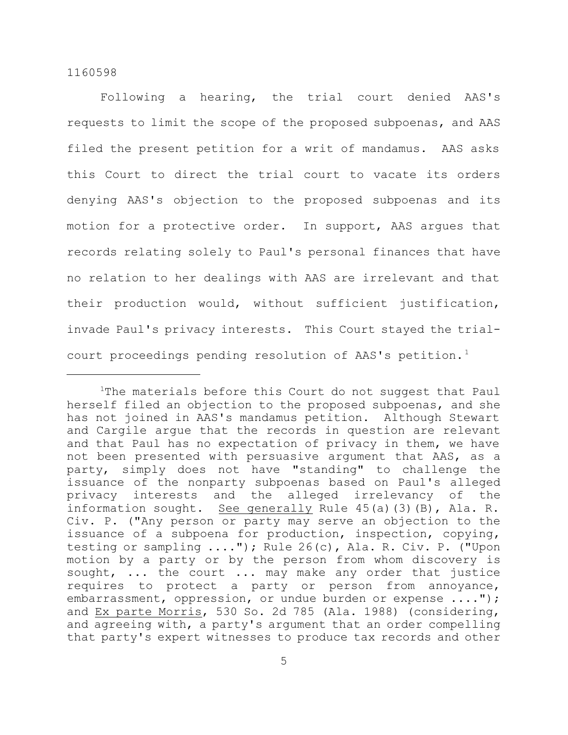Following a hearing, the trial court denied AAS's requests to limit the scope of the proposed subpoenas, and AAS filed the present petition for a writ of mandamus. AAS asks this Court to direct the trial court to vacate its orders denying AAS's objection to the proposed subpoenas and its motion for a protective order. In support, AAS argues that records relating solely to Paul's personal finances that have no relation to her dealings with AAS are irrelevant and that their production would, without sufficient justification, invade Paul's privacy interests. This Court stayed the trial-court proceedings pending resolution of AAS's petition.[1]

---

[1]The materials before this Court do not suggest that Paul herself filed an objection to the proposed subpoenas, and she has not joined in AAS's mandamus petition. Although Stewart and Cargile argue that the records in question are relevant and that Paul has no expectation of privacy in them, we have not been presented with persuasive argument that AAS, as a party, simply does not have "standing" to challenge the issuance of the nonparty subpoenas based on Paul's alleged privacy interests and the alleged irrelevancy of the information sought. See generally Rule 45(a)(3)(B), Ala. R. Civ. P. ("Any person or party may serve an objection to the issuance of a subpoena for production, inspection, copying, testing or sampling ...."); Rule 26(c), Ala. R. Civ. P. ("Upon motion by a party or by the person from whom discovery is sought, ... the court ... may make any order that justice requires to protect a party or person from annoyance, embarrassment, oppression, or undue burden or expense ...."); and Ex parte Morris, 530 So. 2d 785 (Ala. 1988) (considering, and agreeing with, a party's argument that an order compelling that party's expert witnesses to produce tax records and other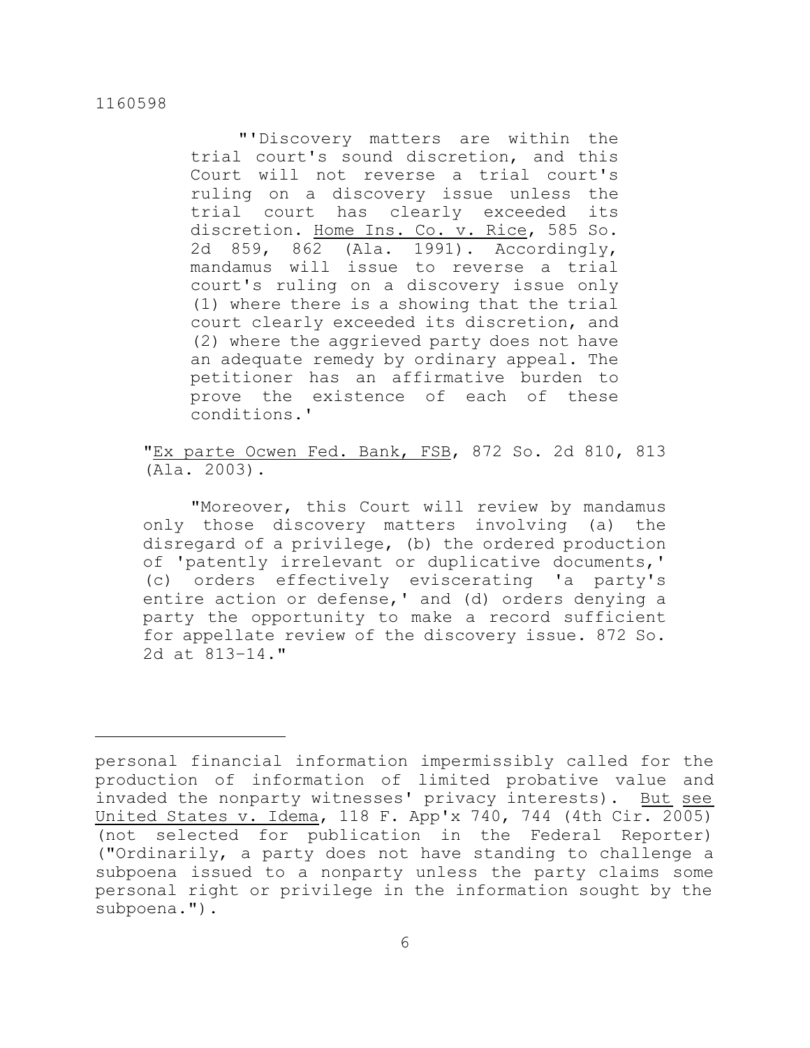> "'Discovery matters are within the trial court's sound discretion, and this Court will not reverse a trial court's ruling on a discovery issue unless the trial court has clearly exceeded its discretion. Home Ins. Co. v. Rice, 585 So. 2d 859, 862 (Ala. 1991). Accordingly, mandamus will issue to reverse a trial court's ruling on a discovery issue only (1) where there is a showing that the trial court clearly exceeded its discretion, and (2) where the aggrieved party does not have an adequate remedy by ordinary appeal. The petitioner has an affirmative burden to prove the existence of each of these conditions.'
>
> "Ex parte Ocwen Fed. Bank, FSB, 872 So. 2d 810, 813 (Ala. 2003).
>
> "Moreover, this Court will review by mandamus only those discovery matters involving (a) the disregard of a privilege, (b) the ordered production of 'patently irrelevant or duplicative documents,' (c) orders effectively eviscerating 'a party's entire action or defense,' and (d) orders denying a party the opportunity to make a record sufficient for appellate review of the discovery issue. 872 So. 2d at 813-14."

---

personal financial information impermissibly called for the production of information of limited probative value and invaded the nonparty witnesses' privacy interests). But see United States v. Idema, 118 F. App'x 740, 744 (4th Cir. 2005) (not selected for publication in the Federal Reporter) ("Ordinarily, a party does not have standing to challenge a subpoena issued to a nonparty unless the party claims some personal right or privilege in the information sought by the subpoena.").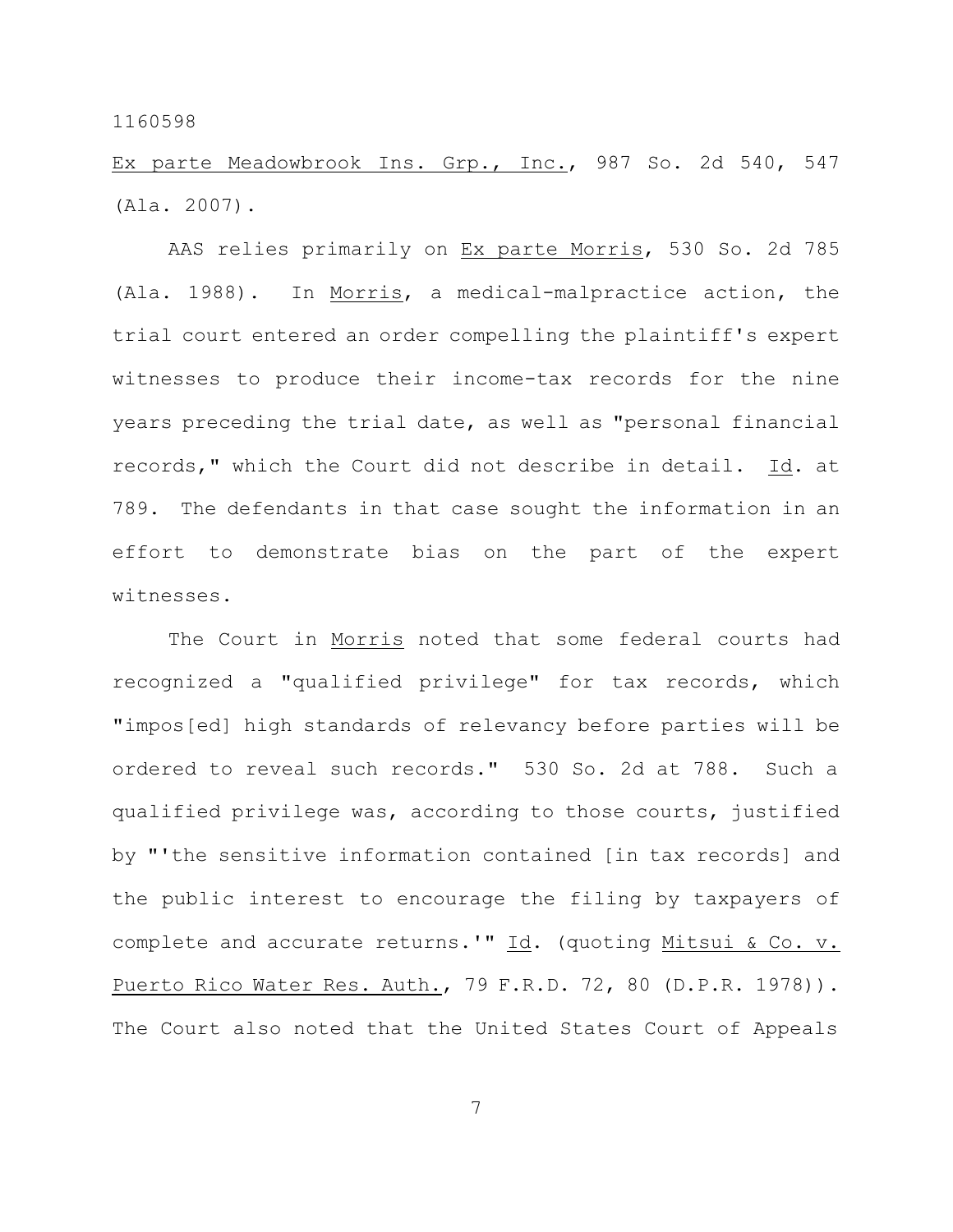Ex parte Meadowbrook Ins. Grp., Inc., 987 So. 2d 540, 547 (Ala. 2007).

AAS relies primarily on Ex parte Morris, 530 So. 2d 785 (Ala. 1988). In Morris, a medical-malpractice action, the trial court entered an order compelling the plaintiff's expert witnesses to produce their income-tax records for the nine years preceding the trial date, as well as "personal financial records," which the Court did not describe in detail. Id. at 789. The defendants in that case sought the information in an effort to demonstrate bias on the part of the expert witnesses.

The Court in Morris noted that some federal courts had recognized a "qualified privilege" for tax records, which "impos[ed] high standards of relevancy before parties will be ordered to reveal such records." 530 So. 2d at 788. Such a qualified privilege was, according to those courts, justified by "'the sensitive information contained [in tax records] and the public interest to encourage the filing by taxpayers of complete and accurate returns.'" Id. (quoting Mitsui & Co. v. Puerto Rico Water Res. Auth., 79 F.R.D. 72, 80 (D.P.R. 1978)). The Court also noted that the United States Court of Appeals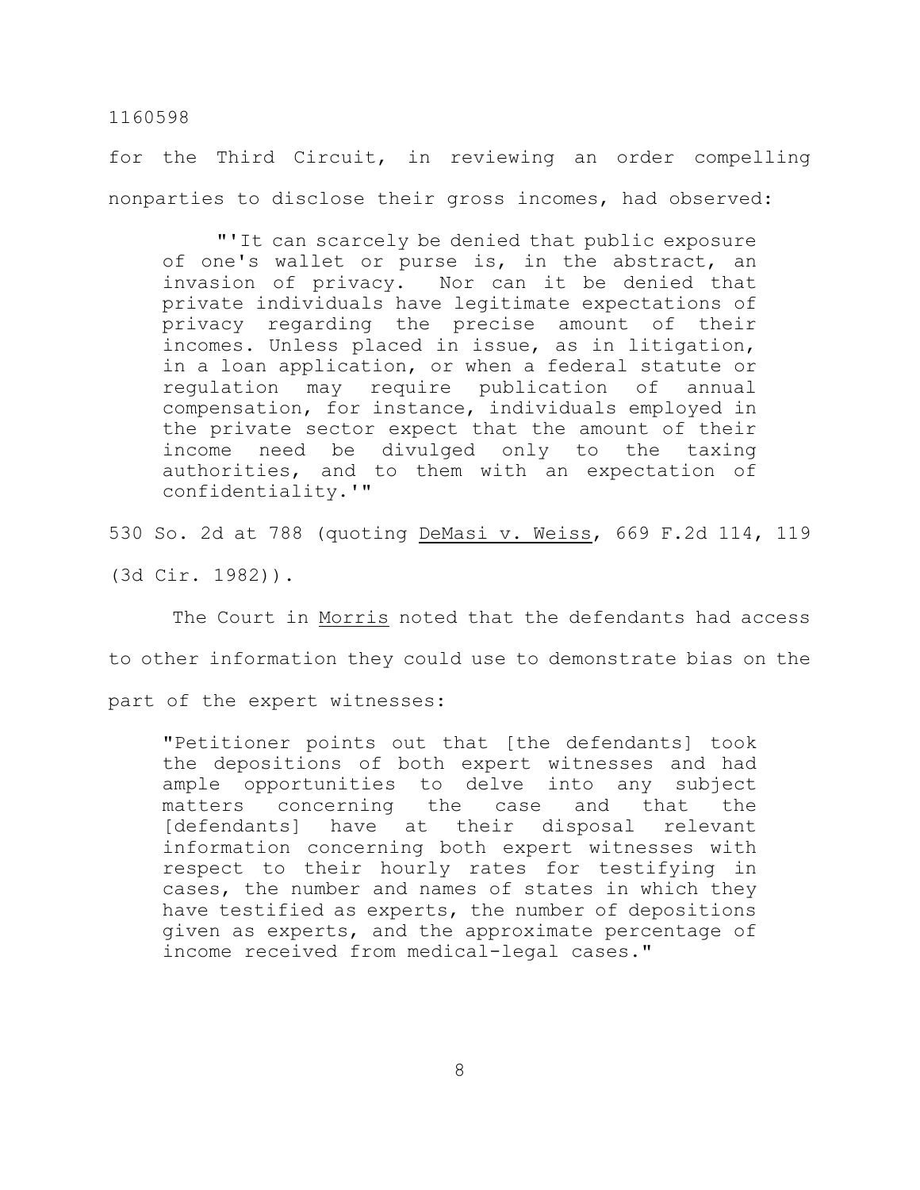for the Third Circuit, in reviewing an order compelling nonparties to disclose their gross incomes, had observed:

> "'It can scarcely be denied that public exposure of one's wallet or purse is, in the abstract, an invasion of privacy. Nor can it be denied that private individuals have legitimate expectations of privacy regarding the precise amount of their incomes. Unless placed in issue, as in litigation, in a loan application, or when a federal statute or regulation may require publication of annual compensation, for instance, individuals employed in the private sector expect that the amount of their income need be divulged only to the taxing authorities, and to them with an expectation of confidentiality.'"

530 So. 2d at 788 (quoting DeMasi v. Weiss, 669 F.2d 114, 119 (3d Cir. 1982)).

The Court in Morris noted that the defendants had access to other information they could use to demonstrate bias on the part of the expert witnesses:

> "Petitioner points out that [the defendants] took the depositions of both expert witnesses and had ample opportunities to delve into any subject matters concerning the case and that the [defendants] have at their disposal relevant information concerning both expert witnesses with respect to their hourly rates for testifying in cases, the number and names of states in which they have testified as experts, the number of depositions given as experts, and the approximate percentage of income received from medical-legal cases."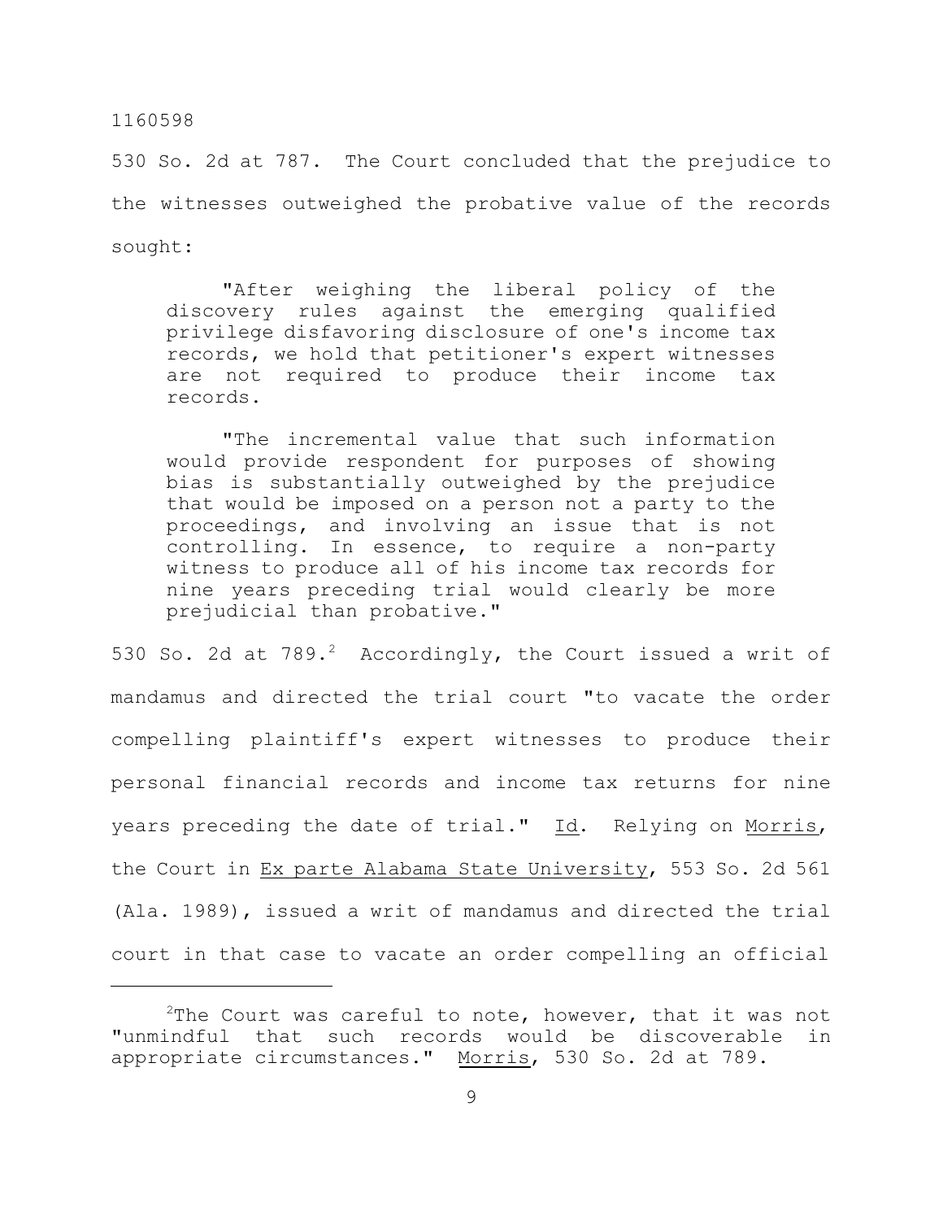530 So. 2d at 787. The Court concluded that the prejudice to the witnesses outweighed the probative value of the records sought:

> "After weighing the liberal policy of the discovery rules against the emerging qualified privilege disfavoring disclosure of one's income tax records, we hold that petitioner's expert witnesses are not required to produce their income tax records.
>
> "The incremental value that such information would provide respondent for purposes of showing bias is substantially outweighed by the prejudice that would be imposed on a person not a party to the proceedings, and involving an issue that is not controlling. In essence, to require a non-party witness to produce all of his income tax records for nine years preceding trial would clearly be more prejudicial than probative."

530 So. 2d at 789.[2] Accordingly, the Court issued a writ of mandamus and directed the trial court "to vacate the order compelling plaintiff's expert witnesses to produce their personal financial records and income tax returns for nine years preceding the date of trial." Id. Relying on Morris, the Court in Ex parte Alabama State University, 553 So. 2d 561 (Ala. 1989), issued a writ of mandamus and directed the trial court in that case to vacate an order compelling an official

---

[2]The Court was careful to note, however, that it was not "unmindful that such records would be discoverable in appropriate circumstances." Morris, 530 So. 2d at 789.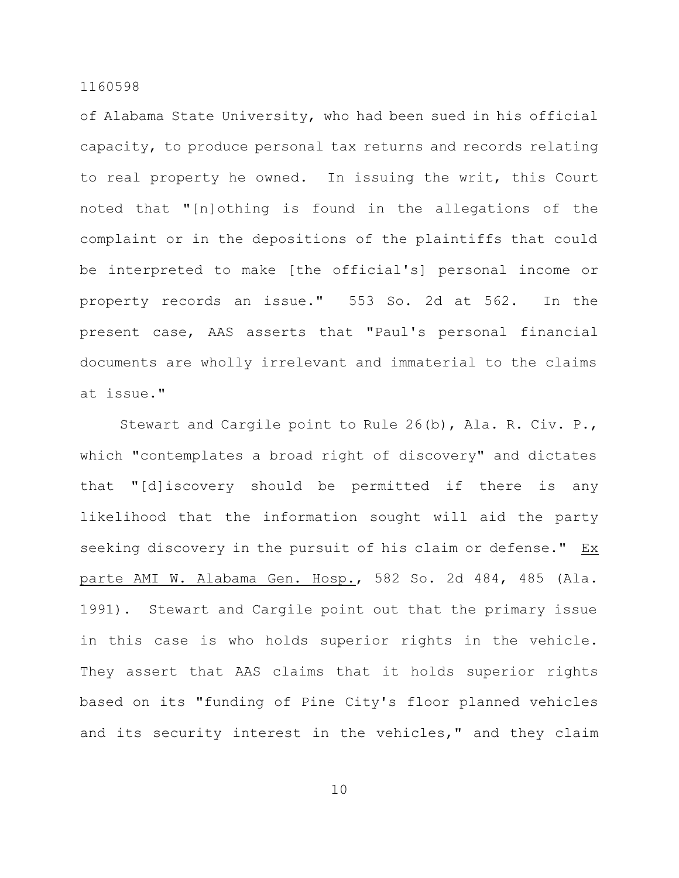of Alabama State University, who had been sued in his official capacity, to produce personal tax returns and records relating to real property he owned. In issuing the writ, this Court noted that "[n]othing is found in the allegations of the complaint or in the depositions of the plaintiffs that could be interpreted to make [the official's] personal income or property records an issue." 553 So. 2d at 562. In the present case, AAS asserts that "Paul's personal financial documents are wholly irrelevant and immaterial to the claims at issue."

Stewart and Cargile point to Rule 26(b), Ala. R. Civ. P., which "contemplates a broad right of discovery" and dictates that "[d]iscovery should be permitted if there is any likelihood that the information sought will aid the party seeking discovery in the pursuit of his claim or defense." Ex parte AMI W. Alabama Gen. Hosp., 582 So. 2d 484, 485 (Ala. 1991). Stewart and Cargile point out that the primary issue in this case is who holds superior rights in the vehicle. They assert that AAS claims that it holds superior rights based on its "funding of Pine City's floor planned vehicles and its security interest in the vehicles," and they claim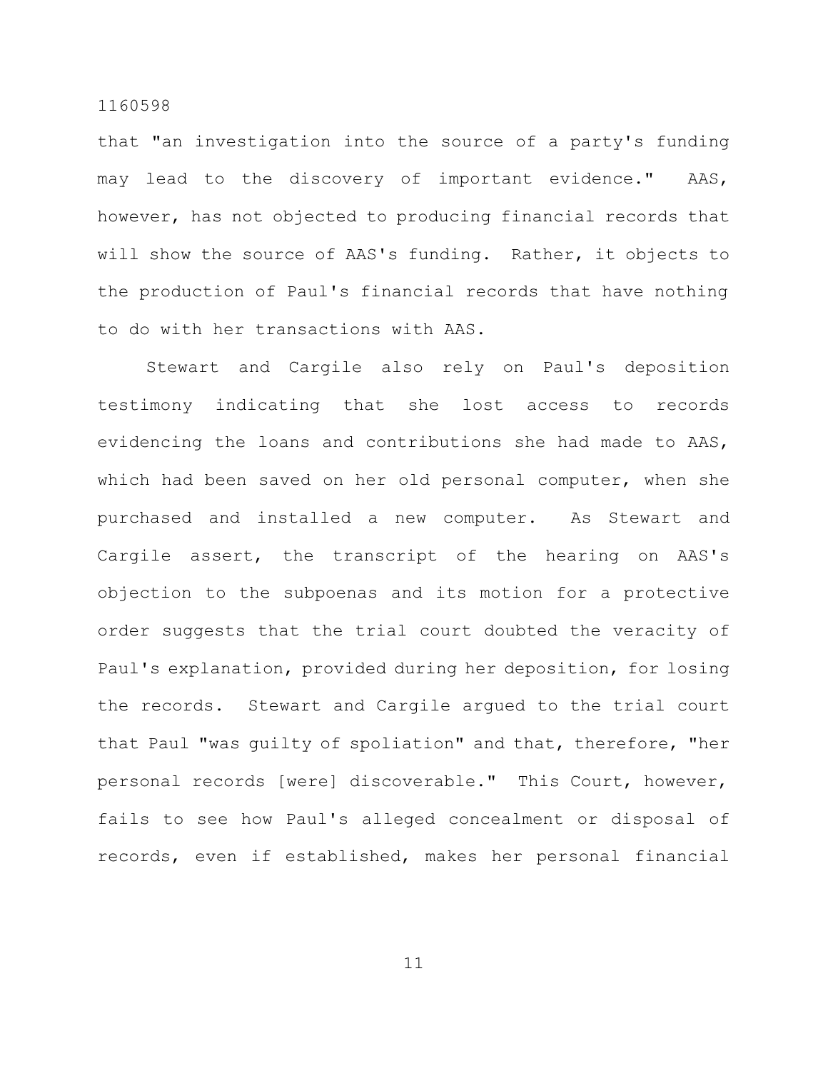that "an investigation into the source of a party's funding may lead to the discovery of important evidence." AAS, however, has not objected to producing financial records that will show the source of AAS's funding. Rather, it objects to the production of Paul's financial records that have nothing to do with her transactions with AAS.

Stewart and Cargile also rely on Paul's deposition testimony indicating that she lost access to records evidencing the loans and contributions she had made to AAS, which had been saved on her old personal computer, when she purchased and installed a new computer. As Stewart and Cargile assert, the transcript of the hearing on AAS's objection to the subpoenas and its motion for a protective order suggests that the trial court doubted the veracity of Paul's explanation, provided during her deposition, for losing the records. Stewart and Cargile argued to the trial court that Paul "was guilty of spoliation" and that, therefore, "her personal records [were] discoverable." This Court, however, fails to see how Paul's alleged concealment or disposal of records, even if established, makes her personal financial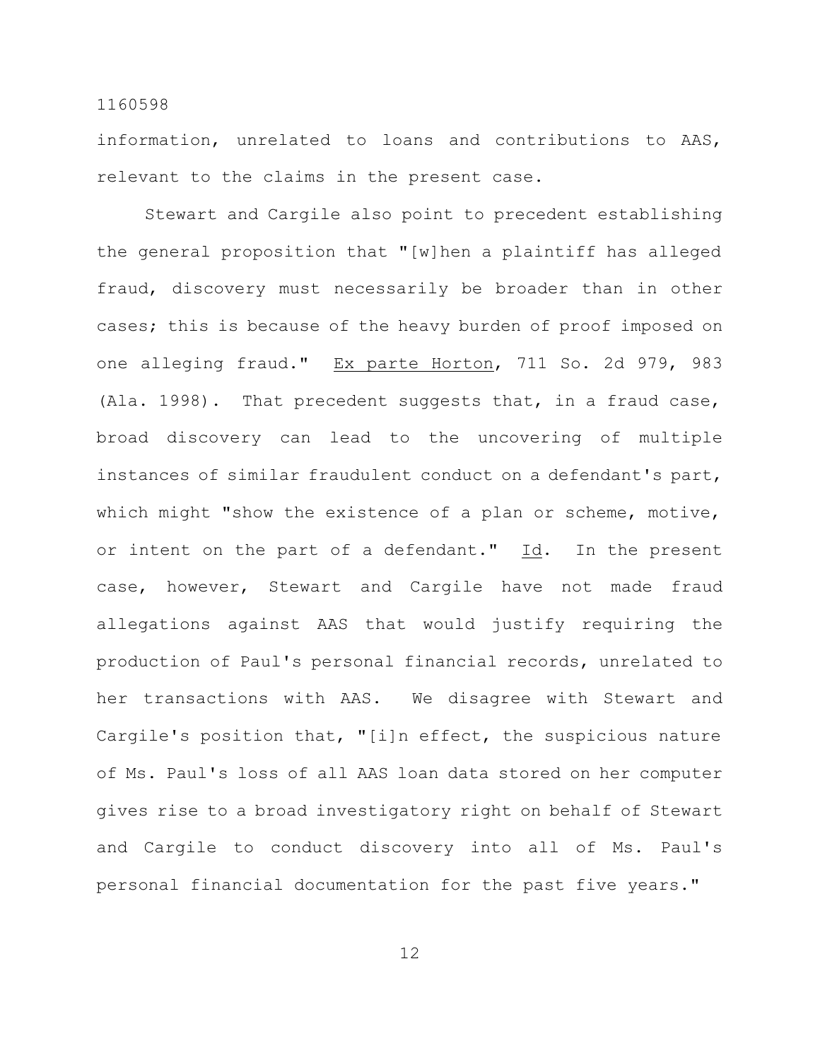information, unrelated to loans and contributions to AAS, relevant to the claims in the present case.

Stewart and Cargile also point to precedent establishing the general proposition that "[w]hen a plaintiff has alleged fraud, discovery must necessarily be broader than in other cases; this is because of the heavy burden of proof imposed on one alleging fraud." Ex parte Horton, 711 So. 2d 979, 983 (Ala. 1998). That precedent suggests that, in a fraud case, broad discovery can lead to the uncovering of multiple instances of similar fraudulent conduct on a defendant's part, which might "show the existence of a plan or scheme, motive, or intent on the part of a defendant." Id. In the present case, however, Stewart and Cargile have not made fraud allegations against AAS that would justify requiring the production of Paul's personal financial records, unrelated to her transactions with AAS. We disagree with Stewart and Cargile's position that, "[i]n effect, the suspicious nature of Ms. Paul's loss of all AAS loan data stored on her computer gives rise to a broad investigatory right on behalf of Stewart and Cargile to conduct discovery into all of Ms. Paul's personal financial documentation for the past five years."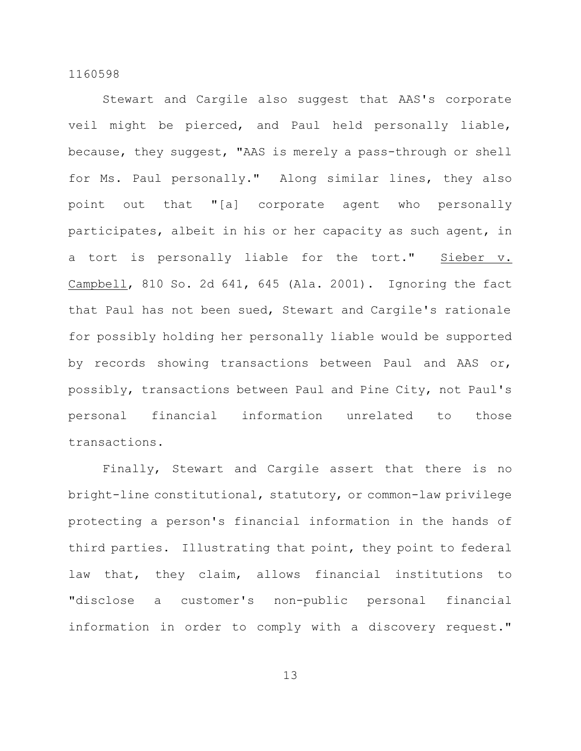Stewart and Cargile also suggest that AAS's corporate veil might be pierced, and Paul held personally liable, because, they suggest, "AAS is merely a pass-through or shell for Ms. Paul personally." Along similar lines, they also point out that "[a] corporate agent who personally participates, albeit in his or her capacity as such agent, in a tort is personally liable for the tort." Sieber v. Campbell, 810 So. 2d 641, 645 (Ala. 2001). Ignoring the fact that Paul has not been sued, Stewart and Cargile's rationale for possibly holding her personally liable would be supported by records showing transactions between Paul and AAS or, possibly, transactions between Paul and Pine City, not Paul's personal financial information unrelated to those transactions.

Finally, Stewart and Cargile assert that there is no bright-line constitutional, statutory, or common-law privilege protecting a person's financial information in the hands of third parties. Illustrating that point, they point to federal law that, they claim, allows financial institutions to "disclose a customer's non-public personal financial information in order to comply with a discovery request."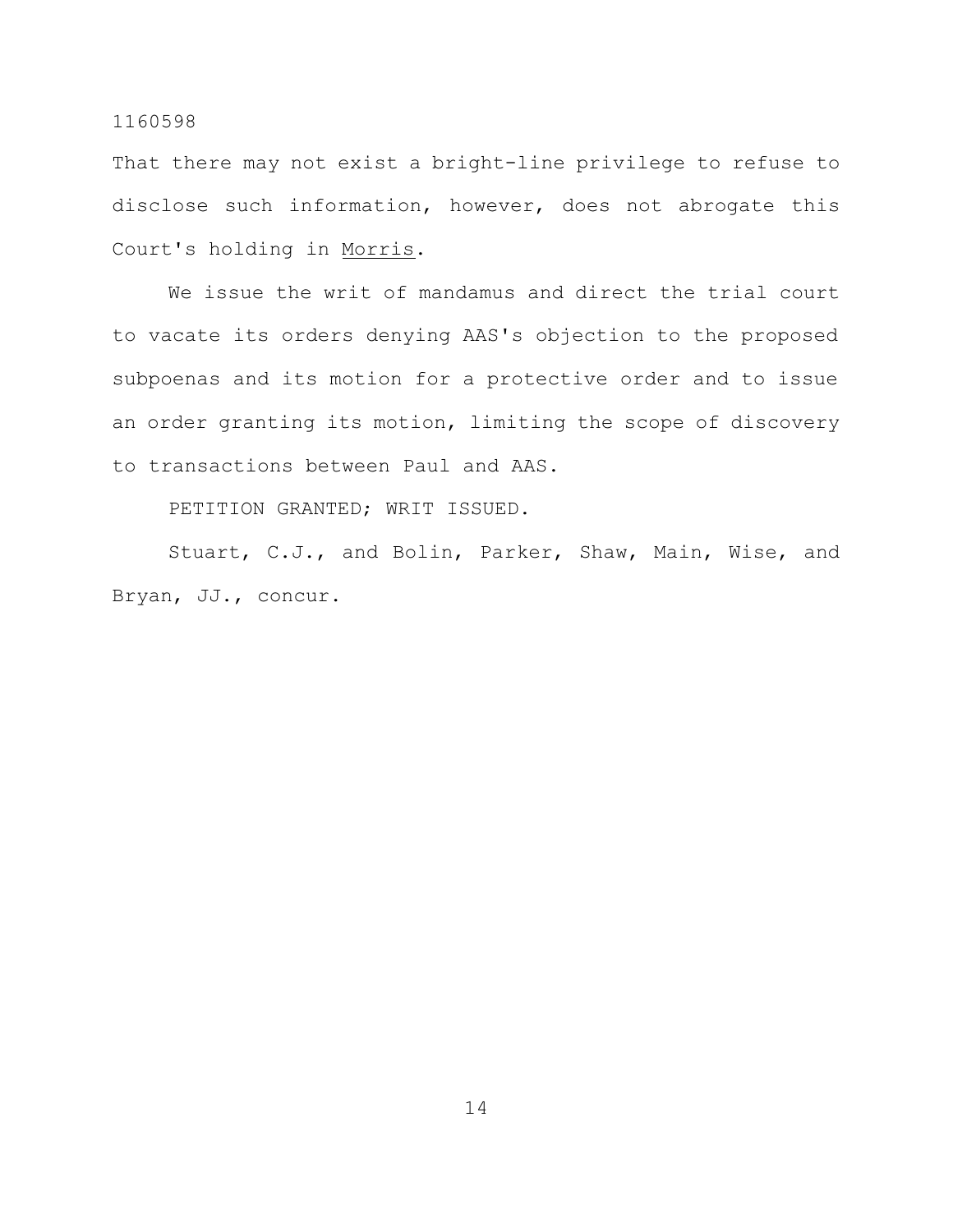That there may not exist a bright-line privilege to refuse to disclose such information, however, does not abrogate this Court's holding in Morris.

We issue the writ of mandamus and direct the trial court to vacate its orders denying AAS's objection to the proposed subpoenas and its motion for a protective order and to issue an order granting its motion, limiting the scope of discovery to transactions between Paul and AAS.

PETITION GRANTED; WRIT ISSUED.

Stuart, C.J., and Bolin, Parker, Shaw, Main, Wise, and Bryan, JJ., concur.